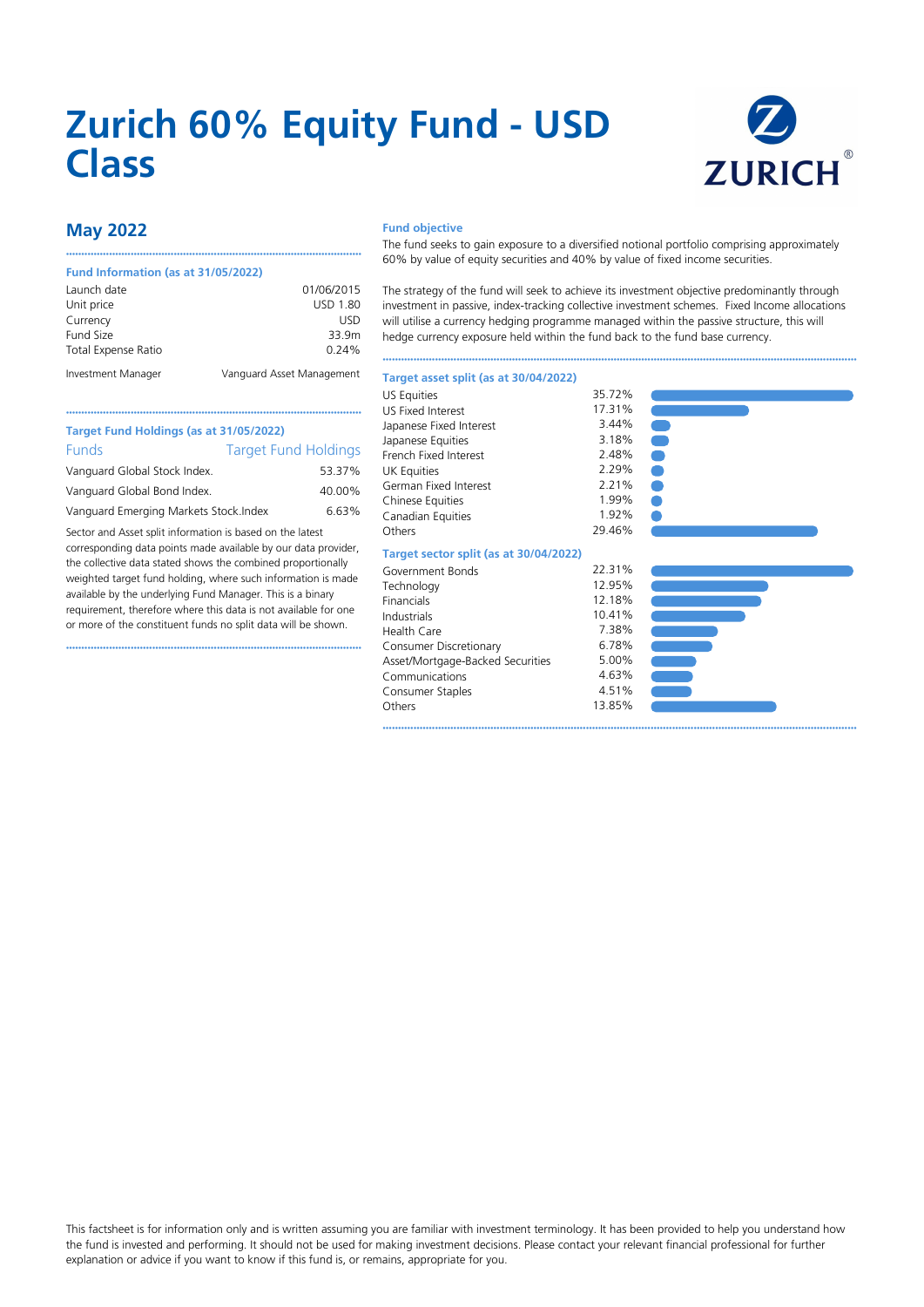# Zurich 60% Equity Fund - USD Class

## May 2022

### Fund Information (as at 31/05/2022)

| | |
|---|---|
| Launch date | 01/06/2015 |
| Unit price | USD 1.80 |
| Currency | USD |
| Fund Size | 33.9m |
| Total Expense Ratio | 0.24% |
| Investment Manager | Vanguard Asset Management |

### Target Fund Holdings (as at 31/05/2022)

| Funds | Target Fund Holdings |
|---|---|
| Vanguard Global Stock Index. | 53.37% |
| Vanguard Global Bond Index. | 40.00% |
| Vanguard Emerging Markets Stock.Index | 6.63% |

Sector and Asset split information is based on the latest corresponding data points made available by our data provider, the collective data stated shows the combined proportionally weighted target fund holding, where such information is made available by the underlying Fund Manager. This is a binary requirement, therefore where this data is not available for one or more of the constituent funds no split data will be shown.

### Fund objective

The fund seeks to gain exposure to a diversified notional portfolio comprising approximately 60% by value of equity securities and 40% by value of fixed income securities.

The strategy of the fund will seek to achieve its investment objective predominantly through investment in passive, index-tracking collective investment schemes. Fixed Income allocations will utilise a currency hedging programme managed within the passive structure, this will hedge currency exposure held within the fund back to the fund base currency.

### Target asset split (as at 30/04/2022)

| | |
|---|---|
| US Equities | 35.72% |
| US Fixed Interest | 17.31% |
| Japanese Fixed Interest | 3.44% |
| Japanese Equities | 3.18% |
| French Fixed Interest | 2.48% |
| UK Equities | 2.29% |
| German Fixed Interest | 2.21% |
| Chinese Equities | 1.99% |
| Canadian Equities | 1.92% |
| Others | 29.46% |

### Target sector split (as at 30/04/2022)

| | |
|---|---|
| Government Bonds | 22.31% |
| Technology | 12.95% |
| Financials | 12.18% |
| Industrials | 10.41% |
| Health Care | 7.38% |
| Consumer Discretionary | 6.78% |
| Asset/Mortgage-Backed Securities | 5.00% |
| Communications | 4.63% |
| Consumer Staples | 4.51% |
| Others | 13.85% |

This factsheet is for information only and is written assuming you are familiar with investment terminology. It has been provided to help you understand how the fund is invested and performing. It should not be used for making investment decisions. Please contact your relevant financial professional for further explanation or advice if you want to know if this fund is, or remains, appropriate for you.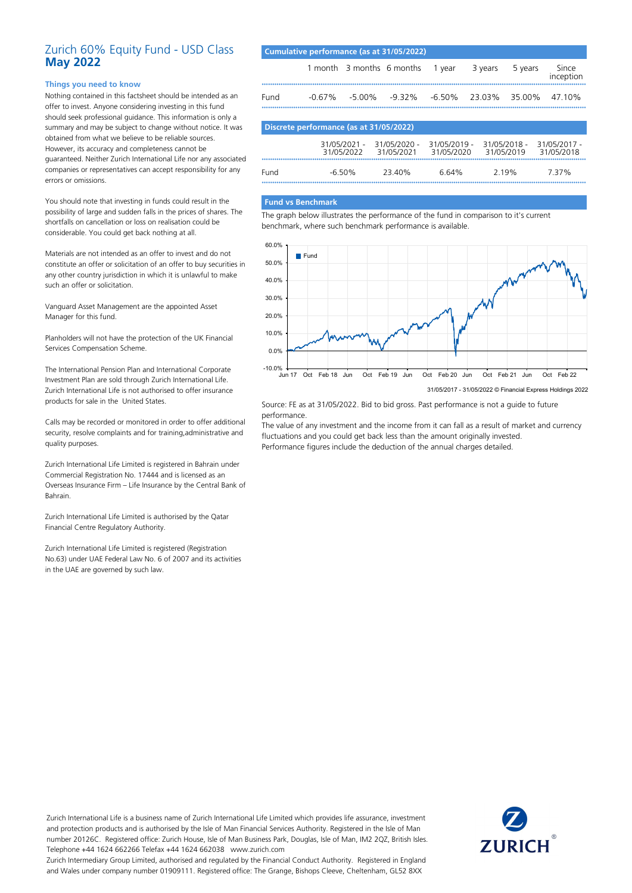# Zurich 60% Equity Fund - USD Class
## May 2022

### Things you need to know

Nothing contained in this factsheet should be intended as an offer to invest. Anyone considering investing in this fund should seek professional guidance. This information is only a summary and may be subject to change without notice. It was obtained from what we believe to be reliable sources. However, its accuracy and completeness cannot be guaranteed. Neither Zurich International Life nor any associated companies or representatives can accept responsibility for any errors or omissions.

You should note that investing in funds could result in the possibility of large and sudden falls in the prices of shares. The shortfalls on cancellation or loss on realisation could be considerable. You could get back nothing at all.

Materials are not intended as an offer to invest and do not constitute an offer or solicitation of an offer to buy securities in any other country jurisdiction in which it is unlawful to make such an offer or solicitation.

Vanguard Asset Management are the appointed Asset Manager for this fund.

Planholders will not have the protection of the UK Financial Services Compensation Scheme.

The International Pension Plan and International Corporate Investment Plan are sold through Zurich International Life. Zurich International Life is not authorised to offer insurance products for sale in the United States.

Calls may be recorded or monitored in order to offer additional security, resolve complaints and for training,administrative and quality purposes.

Zurich International Life Limited is registered in Bahrain under Commercial Registration No. 17444 and is licensed as an Overseas Insurance Firm – Life Insurance by the Central Bank of Bahrain.

Zurich International Life Limited is authorised by the Qatar Financial Centre Regulatory Authority.

Zurich International Life Limited is registered (Registration No.63) under UAE Federal Law No. 6 of 2007 and its activities in the UAE are governed by such law.

### Cumulative performance (as at 31/05/2022)

| | 1 month | 3 months | 6 months | 1 year | 3 years | 5 years | Since inception |
|---|---|---|---|---|---|---|---|
| Fund | -0.67% | -5.00% | -9.32% | -6.50% | 23.03% | 35.00% | 47.10% |

### Discrete performance (as at 31/05/2022)

| | 31/05/2021 - 31/05/2022 | 31/05/2020 - 31/05/2021 | 31/05/2019 - 31/05/2020 | 31/05/2018 - 31/05/2019 | 31/05/2017 - 31/05/2018 |
|---|---|---|---|---|---|
| Fund | -6.50% | 23.40% | 6.64% | 2.19% | 7.37% |

### Fund vs Benchmark

The graph below illustrates the performance of the fund in comparison to it's current benchmark, where such benchmark performance is available.

60.0%
50.0%
40.0%
30.0%
20.0%
10.0%
0.0%
-10.0%
Fund
Jun 17 Oct Feb 18 Jun Oct Feb 19 Jun Oct Feb 20 Jun Oct Feb 21 Jun Oct Feb 22

31/05/2017 - 31/05/2022 © Financial Express Holdings 2022

Source: FE as at 31/05/2022. Bid to bid gross. Past performance is not a guide to future performance.
The value of any investment and the income from it can fall as a result of market and currency fluctuations and you could get back less than the amount originally invested.
Performance figures include the deduction of the annual charges detailed.

Zurich International Life is a business name of Zurich International Life Limited which provides life assurance, investment and protection products and is authorised by the Isle of Man Financial Services Authority. Registered in the Isle of Man number 20126C. Registered office: Zurich House, Isle of Man Business Park, Douglas, Isle of Man, IM2 2QZ, British Isles. Telephone +44 1624 662266 Telefax +44 1624 662038 www.zurich.com
Zurich Intermediary Group Limited, authorised and regulated by the Financial Conduct Authority. Registered in England and Wales under company number 01909111. Registered office: The Grange, Bishops Cleeve, Cheltenham, GL52 8XX

ZURICH®